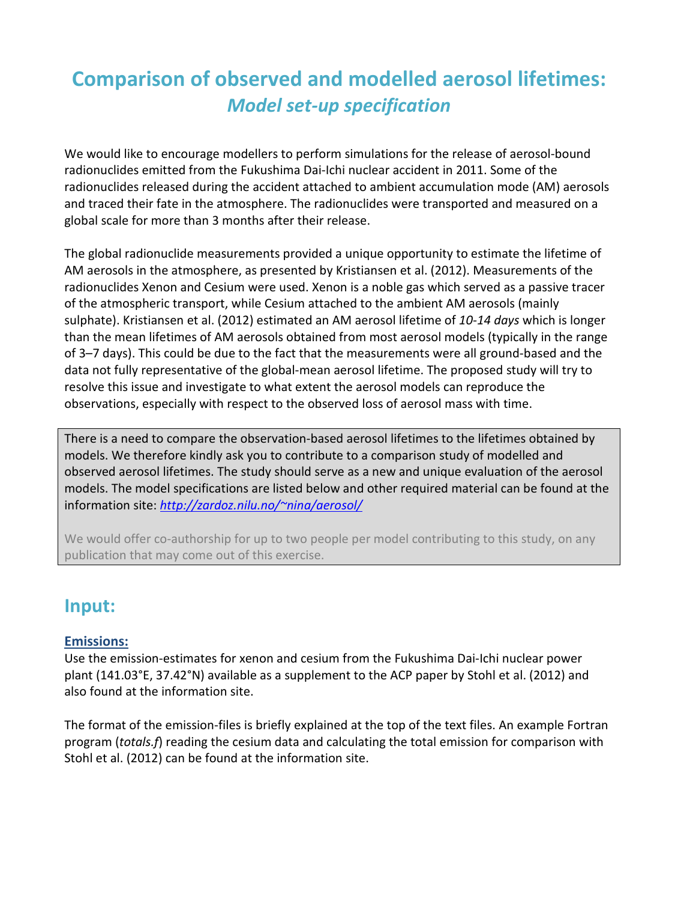# Comparison of observed and modelled aerosol lifetimes:
## *Model set-up specification*

We would like to encourage modellers to perform simulations for the release of aerosol-bound radionuclides emitted from the Fukushima Dai-Ichi nuclear accident in 2011. Some of the radionuclides released during the accident attached to ambient accumulation mode (AM) aerosols and traced their fate in the atmosphere. The radionuclides were transported and measured on a global scale for more than 3 months after their release.

The global radionuclide measurements provided a unique opportunity to estimate the lifetime of AM aerosols in the atmosphere, as presented by Kristiansen et al. (2012). Measurements of the radionuclides Xenon and Cesium were used. Xenon is a noble gas which served as a passive tracer of the atmospheric transport, while Cesium attached to the ambient AM aerosols (mainly sulphate). Kristiansen et al. (2012) estimated an AM aerosol lifetime of *10-14 days* which is longer than the mean lifetimes of AM aerosols obtained from most aerosol models (typically in the range of 3–7 days). This could be due to the fact that the measurements were all ground-based and the data not fully representative of the global-mean aerosol lifetime. The proposed study will try to resolve this issue and investigate to what extent the aerosol models can reproduce the observations, especially with respect to the observed loss of aerosol mass with time.

There is a need to compare the observation-based aerosol lifetimes to the lifetimes obtained by models. We therefore kindly ask you to contribute to a comparison study of modelled and observed aerosol lifetimes. The study should serve as a new and unique evaluation of the aerosol models. The model specifications are listed below and other required material can be found at the information site: *http://zardoz.nilu.no/~nina/aerosol/*

We would offer co-authorship for up to two people per model contributing to this study, on any publication that may come out of this exercise.

## Input:

### Emissions:

Use the emission-estimates for xenon and cesium from the Fukushima Dai-Ichi nuclear power plant (141.03°E, 37.42°N) available as a supplement to the ACP paper by Stohl et al. (2012) and also found at the information site.

The format of the emission-files is briefly explained at the top of the text files. An example Fortran program (*totals.f*) reading the cesium data and calculating the total emission for comparison with Stohl et al. (2012) can be found at the information site.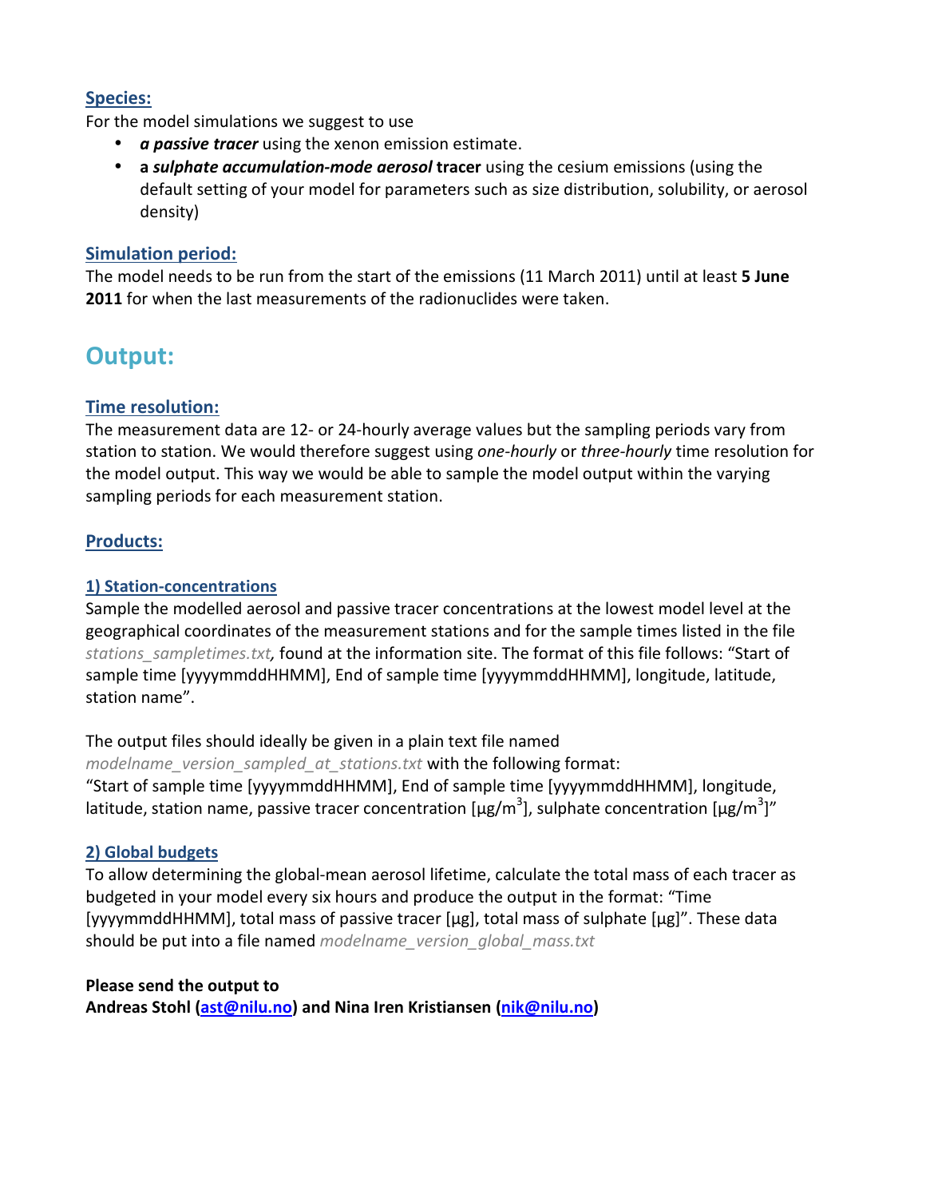### Species:

For the model simulations we suggest to use

- ***a passive tracer*** using the xenon emission estimate.
- **a *sulphate accumulation-mode aerosol* tracer** using the cesium emissions (using the default setting of your model for parameters such as size distribution, solubility, or aerosol density)

### Simulation period:

The model needs to be run from the start of the emissions (11 March 2011) until at least **5 June 2011** for when the last measurements of the radionuclides were taken.

## Output:

### Time resolution:

The measurement data are 12- or 24-hourly average values but the sampling periods vary from station to station. We would therefore suggest using *one-hourly* or *three-hourly* time resolution for the model output. This way we would be able to sample the model output within the varying sampling periods for each measurement station.

### Products:

#### 1) Station-concentrations

Sample the modelled aerosol and passive tracer concentrations at the lowest model level at the geographical coordinates of the measurement stations and for the sample times listed in the file *stations_sampletimes.txt,* found at the information site. The format of this file follows: "Start of sample time [yyyymmddHHMM], End of sample time [yyyymmddHHMM], longitude, latitude, station name".

The output files should ideally be given in a plain text file named *modelname_version_sampled_at_stations.txt* with the following format:
"Start of sample time [yyyymmddHHMM], End of sample time [yyyymmddHHMM], longitude, latitude, station name, passive tracer concentration [µg/m$^3$], sulphate concentration [µg/m$^3$]"

#### 2) Global budgets

To allow determining the global-mean aerosol lifetime, calculate the total mass of each tracer as budgeted in your model every six hours and produce the output in the format: "Time [yyyymmddHHMM], total mass of passive tracer [µg], total mass of sulphate [µg]". These data should be put into a file named *modelname_version_global_mass.txt*

**Please send the output to**
**Andreas Stohl (ast@nilu.no) and Nina Iren Kristiansen (nik@nilu.no)**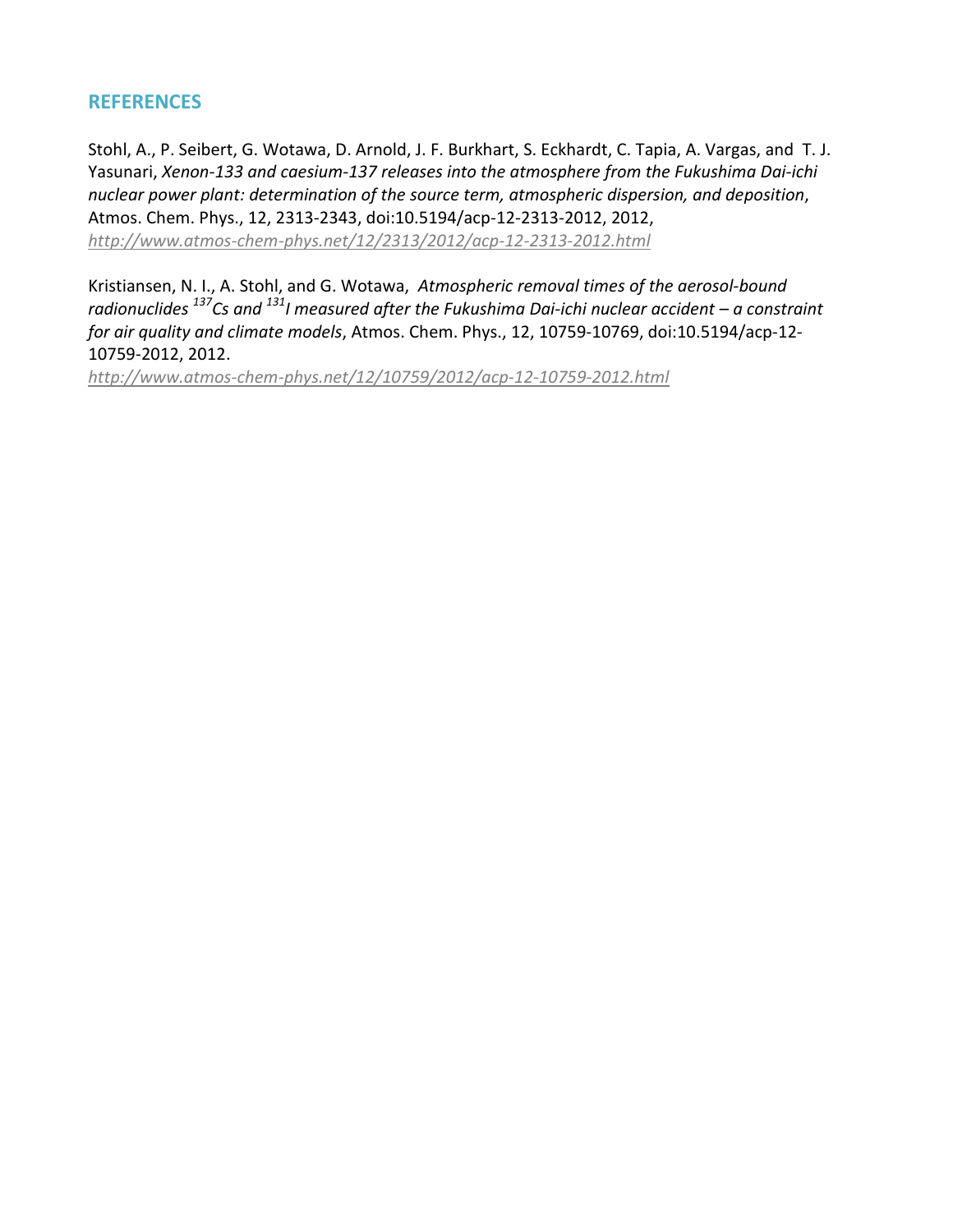## REFERENCES

Stohl, A., P. Seibert, G. Wotawa, D. Arnold, J. F. Burkhart, S. Eckhardt, C. Tapia, A. Vargas, and T. J. Yasunari, *Xenon-133 and caesium-137 releases into the atmosphere from the Fukushima Dai-ichi nuclear power plant: determination of the source term, atmospheric dispersion, and deposition*, Atmos. Chem. Phys., 12, 2313-2343, doi:10.5194/acp-12-2313-2012, 2012, *http://www.atmos-chem-phys.net/12/2313/2012/acp-12-2313-2012.html*

Kristiansen, N. I., A. Stohl, and G. Wotawa, *Atmospheric removal times of the aerosol-bound radionuclides $^{137}$Cs and $^{131}$I measured after the Fukushima Dai-ichi nuclear accident – a constraint for air quality and climate models*, Atmos. Chem. Phys., 12, 10759-10769, doi:10.5194/acp-12-10759-2012, 2012. *http://www.atmos-chem-phys.net/12/10759/2012/acp-12-10759-2012.html*